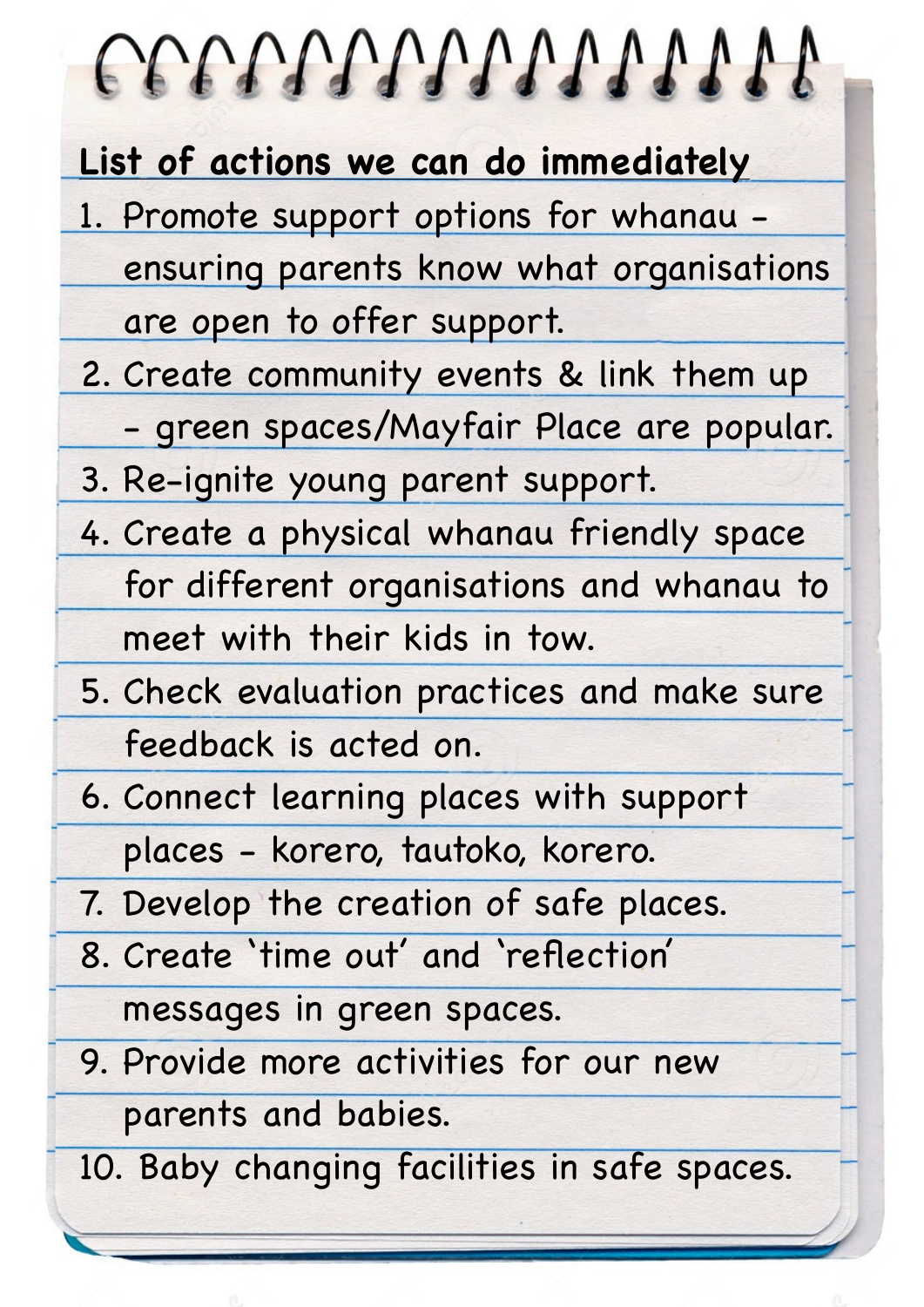**<u>List of actions we can do immediately</u>**

1. Promote support options for whanau - ensuring parents know what organisations are open to offer support.
2. Create community events & link them up - green spaces/Mayfair Place are popular.
3. Re-ignite young parent support.
4. Create a physical whanau friendly space for different organisations and whanau to meet with their kids in tow.
5. Check evaluation practices and make sure feedback is acted on.
6. Connect learning places with support places - korero, tautoko, korero.
7. Develop the creation of safe places.
8. Create 'time out' and 'reflection' messages in green spaces.
9. Provide more activities for our new parents and babies.
10. Baby changing facilities in safe spaces.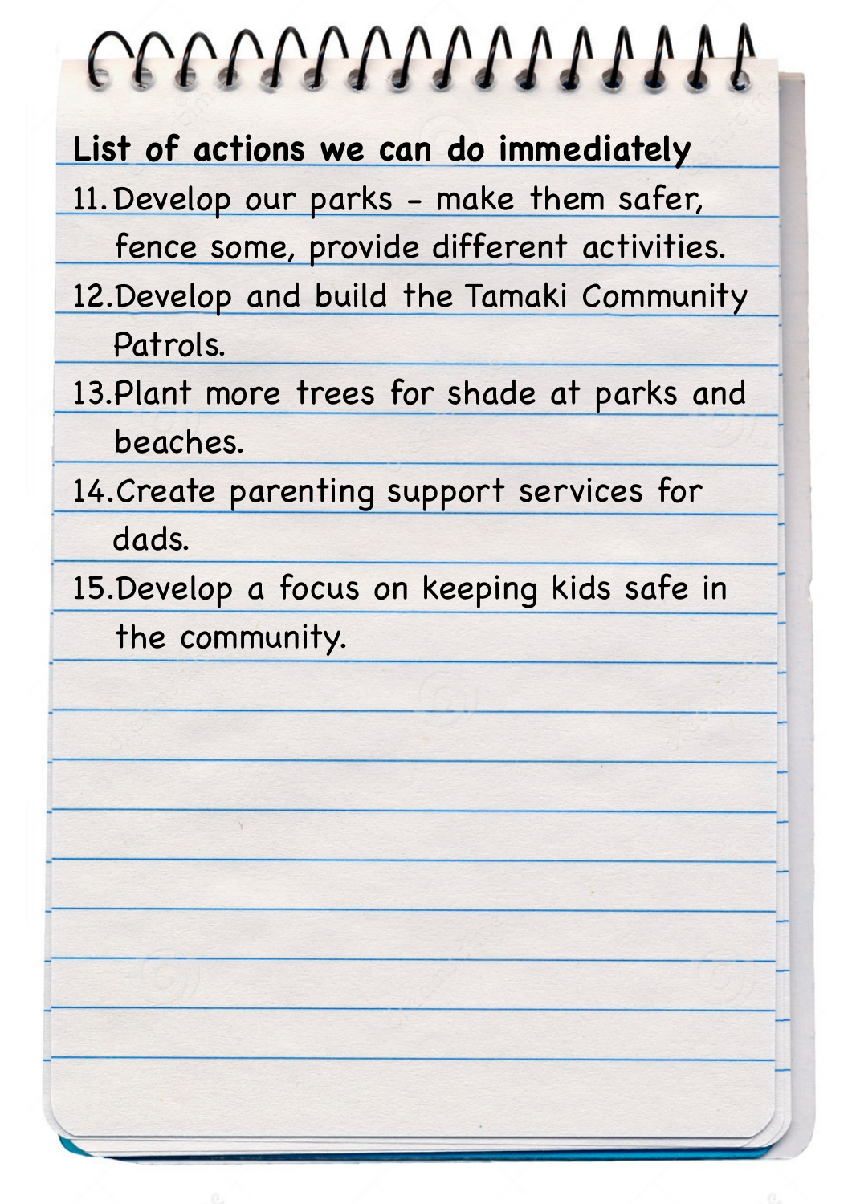**List of actions we can do immediately**

11. Develop our parks - make them safer, fence some, provide different activities.
12. Develop and build the Tamaki Community Patrols.
13. Plant more trees for shade at parks and beaches.
14. Create parenting support services for dads.
15. Develop a focus on keeping kids safe in the community.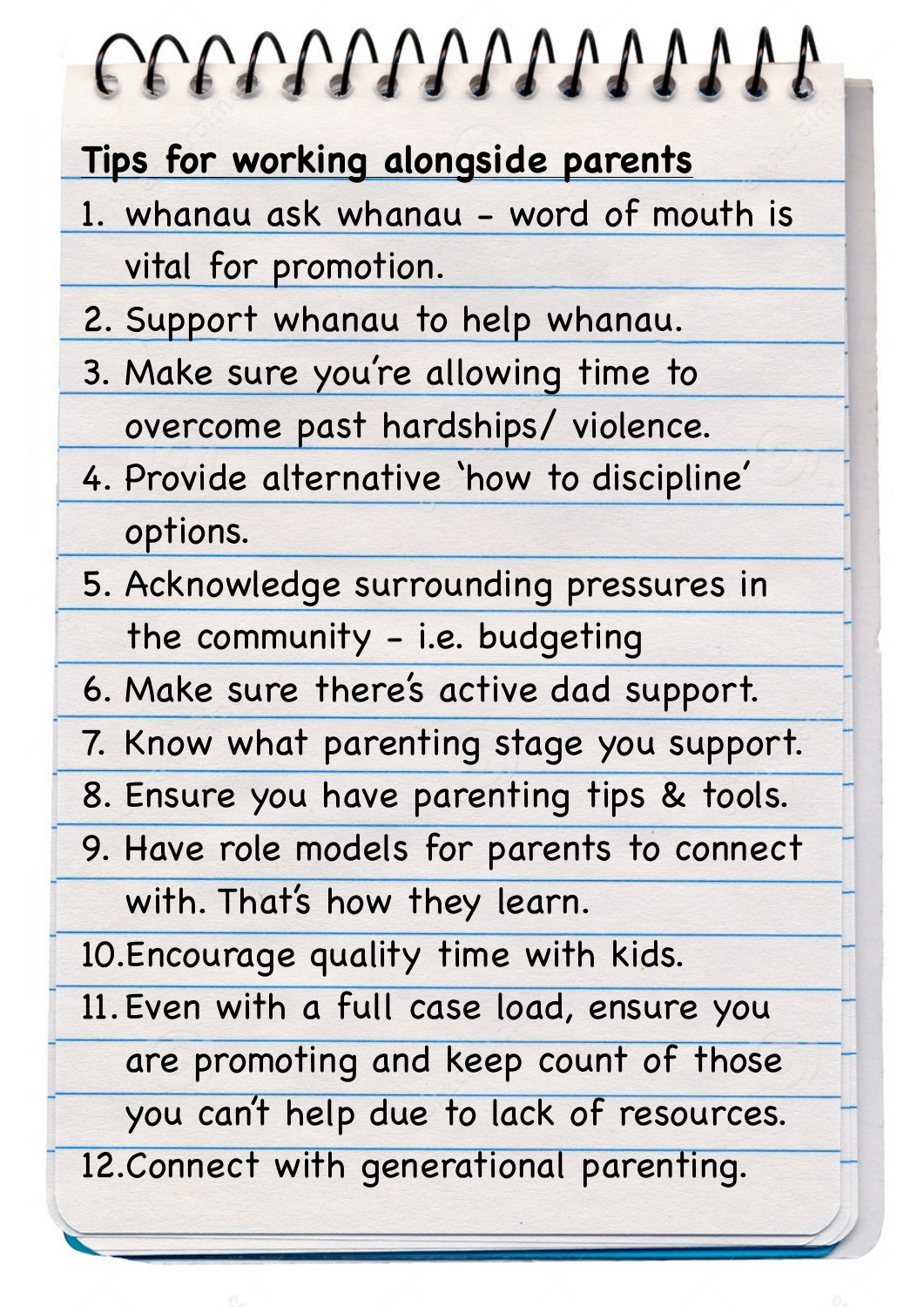## Tips for working alongside parents

1. whanau ask whanau - word of mouth is vital for promotion.
2. Support whanau to help whanau.
3. Make sure you're allowing time to overcome past hardships/ violence.
4. Provide alternative 'how to discipline' options.
5. Acknowledge surrounding pressures in the community - i.e. budgeting
6. Make sure there's active dad support.
7. Know what parenting stage you support.
8. Ensure you have parenting tips & tools.
9. Have role models for parents to connect with. That's how they learn.
10. Encourage quality time with kids.
11. Even with a full case load, ensure you are promoting and keep count of those you can't help due to lack of resources.
12. Connect with generational parenting.